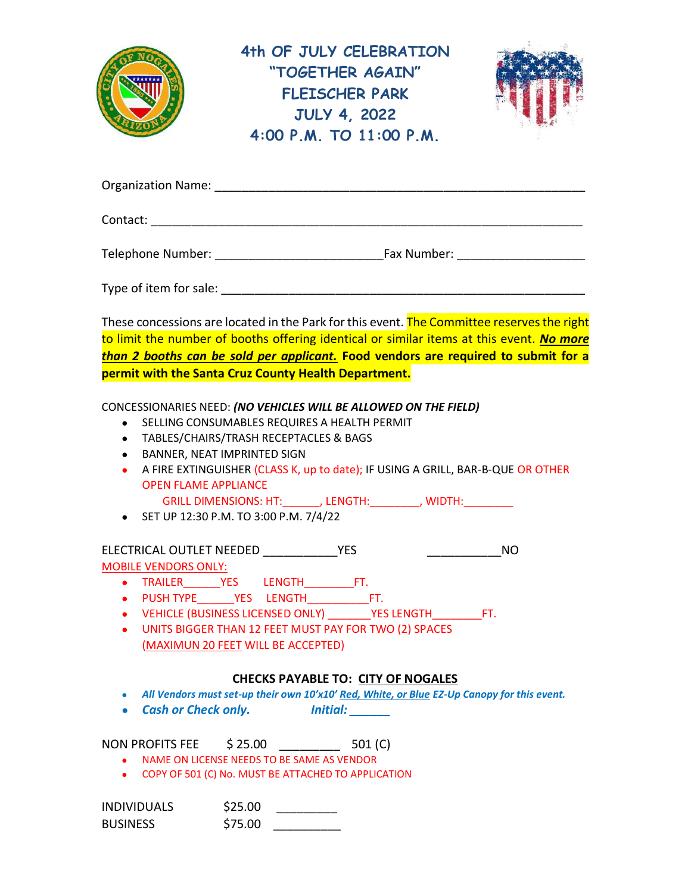# 4th OF JULY CELEBRATION
# "TOGETHER AGAIN"
# FLEISCHER PARK
# JULY 4, 2022
# 4:00 P.M. TO 11:00 P.M.

Organization Name: ______________________________________________________

Contact: ______________________________________________________________

Telephone Number: ________________________Fax Number: __________________

Type of item for sale: _____________________________________________________

These concessions are located in the Park for this event. The Committee reserves the right to limit the number of booths offering identical or similar items at this event. ***No more than 2 booths can be sold per applicant.*** **Food vendors are required to submit for a permit with the Santa Cruz County Health Department.**

CONCESSIONARIES NEED: ***(NO VEHICLES WILL BE ALLOWED ON THE FIELD)***

- SELLING CONSUMABLES REQUIRES A HEALTH PERMIT
- TABLES/CHAIRS/TRASH RECEPTACLES & BAGS
- BANNER, NEAT IMPRINTED SIGN
- A FIRE EXTINGUISHER (CLASS K, up to date); IF USING A GRILL, BAR-B-QUE OR OTHER OPEN FLAME APPLIANCE
  GRILL DIMENSIONS: HT:______, LENGTH:________, WIDTH:________
- SET UP 12:30 P.M. TO 3:00 P.M. 7/4/22

ELECTRICAL OUTLET NEEDED ___________YES ___________NO

MOBILE VENDORS ONLY:

- TRAILER______YES LENGTH________FT.
- PUSH TYPE______YES LENGTH__________FT.
- VEHICLE (BUSINESS LICENSED ONLY) _______YES LENGTH________FT.
- UNITS BIGGER THAN 12 FEET MUST PAY FOR TWO (2) SPACES (MAXIMUN 20 FEET WILL BE ACCEPTED)

**CHECKS PAYABLE TO: CITY OF NOGALES**

- ***All Vendors must set-up their own 10'x10' Red, White, or Blue EZ-Up Canopy for this event.***
- ***Cash or Check only.*** ***Initial: ______***

NON PROFITS FEE $ 25.00 _________ 501 (C)

- NAME ON LICENSE NEEDS TO BE SAME AS VENDOR
- COPY OF 501 (C) No. MUST BE ATTACHED TO APPLICATION

INDIVIDUALS $25.00 _________

BUSINESS $75.00 __________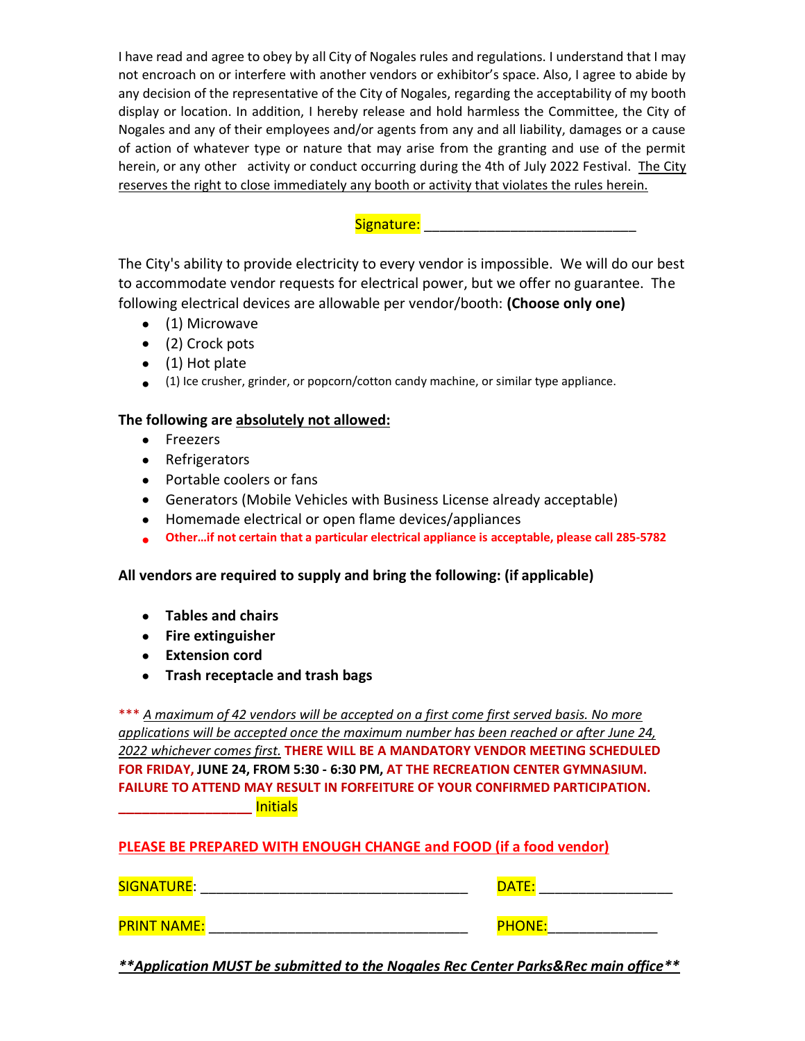I have read and agree to obey by all City of Nogales rules and regulations. I understand that I may not encroach on or interfere with another vendors or exhibitor's space. Also, I agree to abide by any decision of the representative of the City of Nogales, regarding the acceptability of my booth display or location. In addition, I hereby release and hold harmless the Committee, the City of Nogales and any of their employees and/or agents from any and all liability, damages or a cause of action of whatever type or nature that may arise from the granting and use of the permit herein, or any other activity or conduct occurring during the 4th of July 2022 Festival. The City reserves the right to close immediately any booth or activity that violates the rules herein.

Signature: ___________________________

The City's ability to provide electricity to every vendor is impossible. We will do our best to accommodate vendor requests for electrical power, but we offer no guarantee. The following electrical devices are allowable per vendor/booth: **(Choose only one)**

- (1) Microwave
- (2) Crock pots
- (1) Hot plate
- (1) Ice crusher, grinder, or popcorn/cotton candy machine, or similar type appliance.

**The following are absolutely not allowed:**

- Freezers
- Refrigerators
- Portable coolers or fans
- Generators (Mobile Vehicles with Business License already acceptable)
- Homemade electrical or open flame devices/appliances
- **Other…if not certain that a particular electrical appliance is acceptable, please call 285-5782**

**All vendors are required to supply and bring the following: (if applicable)**

- **Tables and chairs**
- **Fire extinguisher**
- **Extension cord**
- **Trash receptacle and trash bags**

\*\*\* *A maximum of 42 vendors will be accepted on a first come first served basis. No more applications will be accepted once the maximum number has been reached or after June 24, 2022 whichever comes first.* **THERE WILL BE A MANDATORY VENDOR MEETING SCHEDULED FOR FRIDAY, JUNE 24, FROM 5:30 - 6:30 PM, AT THE RECREATION CENTER GYMNASIUM. FAILURE TO ATTEND MAY RESULT IN FORFEITURE OF YOUR CONFIRMED PARTICIPATION.**

__________________ Initials

**PLEASE BE PREPARED WITH ENOUGH CHANGE and FOOD (if a food vendor)**

SIGNATURE: ___________________________________ DATE: _________________

PRINT NAME: _________________________________ PHONE: ______________

***\*\*Application MUST be submitted to the Nogales Rec Center Parks&Rec main office\*\****